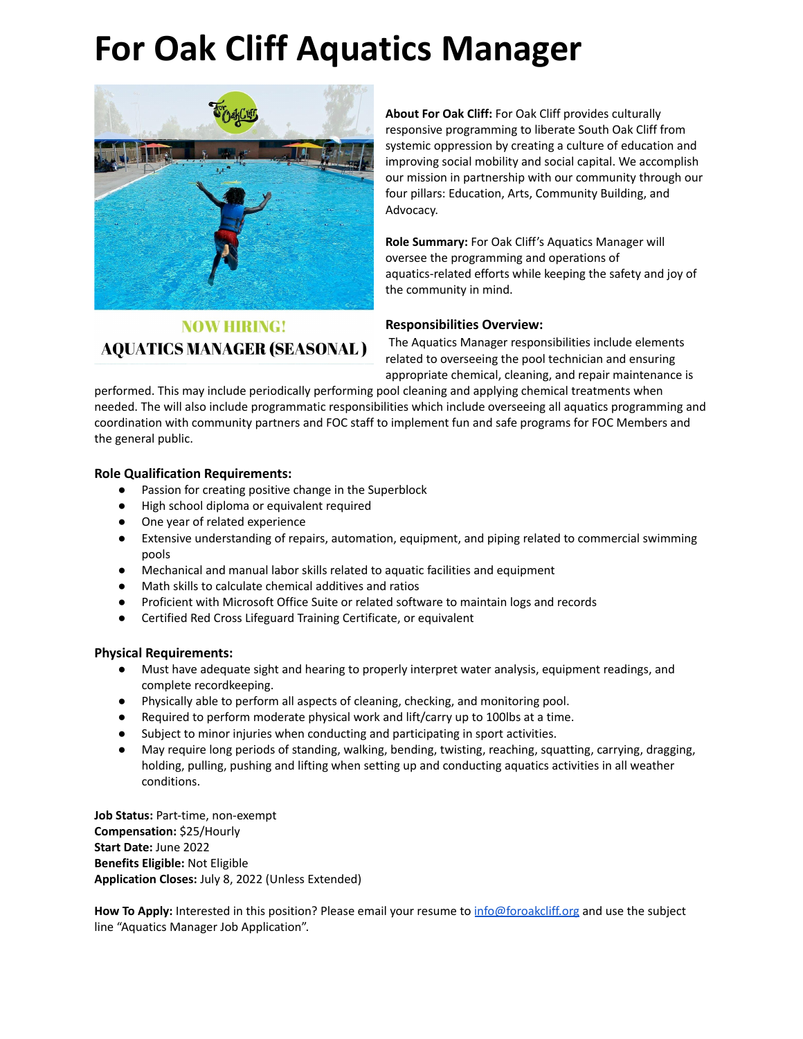# For Oak Cliff Aquatics Manager

NOW HIRING!

AQUATICS MANAGER (SEASONAL)

**About For Oak Cliff:** For Oak Cliff provides culturally responsive programming to liberate South Oak Cliff from systemic oppression by creating a culture of education and improving social mobility and social capital. We accomplish our mission in partnership with our community through our four pillars: Education, Arts, Community Building, and Advocacy.

**Role Summary:** For Oak Cliff's Aquatics Manager will oversee the programming and operations of aquatics-related efforts while keeping the safety and joy of the community in mind.

**Responsibilities Overview:**

The Aquatics Manager responsibilities include elements related to overseeing the pool technician and ensuring appropriate chemical, cleaning, and repair maintenance is performed. This may include periodically performing pool cleaning and applying chemical treatments when needed. The will also include programmatic responsibilities which include overseeing all aquatics programming and coordination with community partners and FOC staff to implement fun and safe programs for FOC Members and the general public.

**Role Qualification Requirements:**

- Passion for creating positive change in the Superblock
- High school diploma or equivalent required
- One year of related experience
- Extensive understanding of repairs, automation, equipment, and piping related to commercial swimming pools
- Mechanical and manual labor skills related to aquatic facilities and equipment
- Math skills to calculate chemical additives and ratios
- Proficient with Microsoft Office Suite or related software to maintain logs and records
- Certified Red Cross Lifeguard Training Certificate, or equivalent

**Physical Requirements:**

- Must have adequate sight and hearing to properly interpret water analysis, equipment readings, and complete recordkeeping.
- Physically able to perform all aspects of cleaning, checking, and monitoring pool.
- Required to perform moderate physical work and lift/carry up to 100lbs at a time.
- Subject to minor injuries when conducting and participating in sport activities.
- May require long periods of standing, walking, bending, twisting, reaching, squatting, carrying, dragging, holding, pulling, pushing and lifting when setting up and conducting aquatics activities in all weather conditions.

**Job Status:** Part-time, non-exempt
**Compensation:** $25/Hourly
**Start Date:** June 2022
**Benefits Eligible:** Not Eligible
**Application Closes:** July 8, 2022 (Unless Extended)

**How To Apply:** Interested in this position? Please email your resume to info@foroakcliff.org and use the subject line "Aquatics Manager Job Application".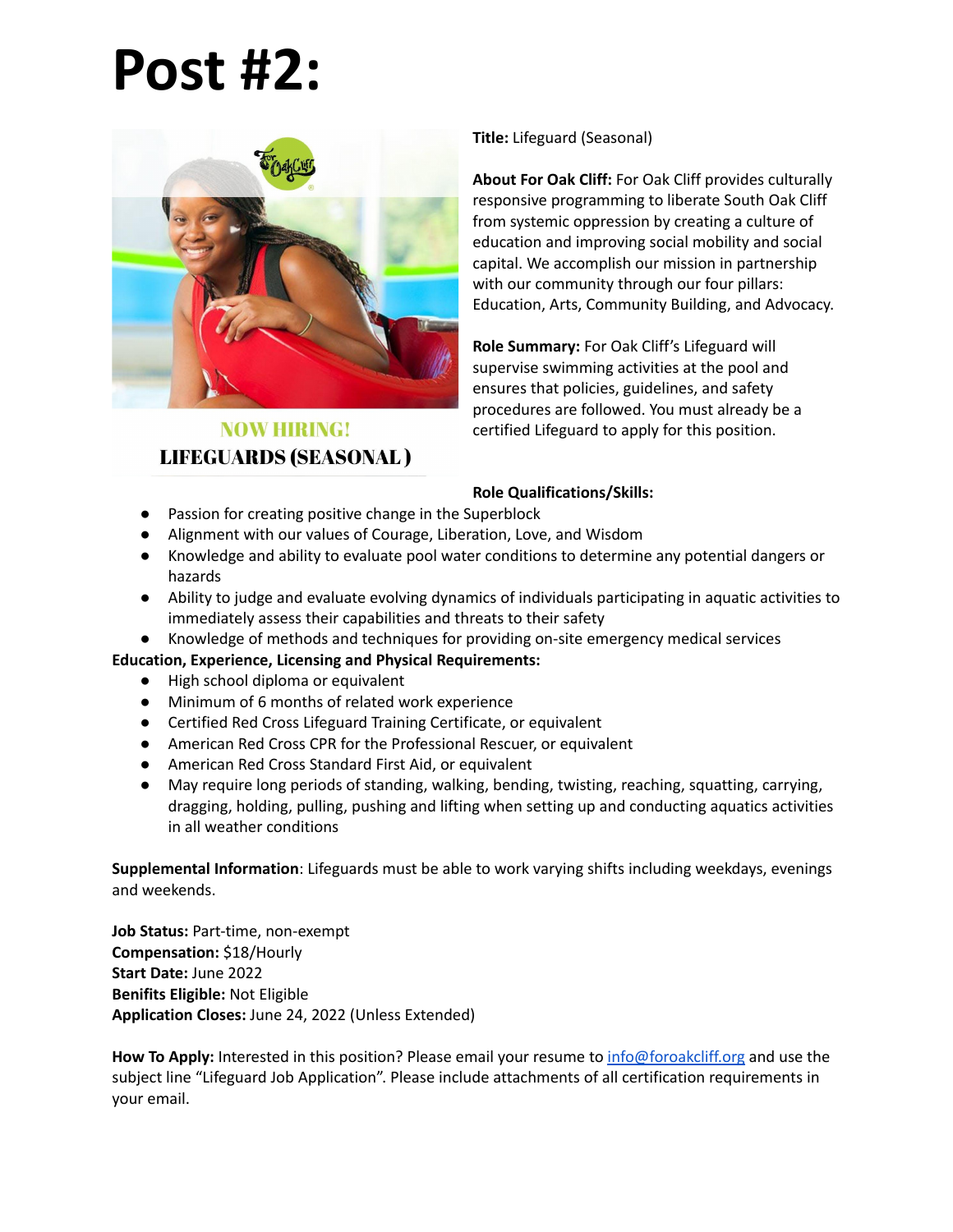# Post #2:

NOW HIRING!
LIFEGUARDS (SEASONAL)

**Title:** Lifeguard (Seasonal)

**About For Oak Cliff:** For Oak Cliff provides culturally responsive programming to liberate South Oak Cliff from systemic oppression by creating a culture of education and improving social mobility and social capital. We accomplish our mission in partnership with our community through our four pillars: Education, Arts, Community Building, and Advocacy.

**Role Summary:** For Oak Cliff's Lifeguard will supervise swimming activities at the pool and ensures that policies, guidelines, and safety procedures are followed. You must already be a certified Lifeguard to apply for this position.

**Role Qualifications/Skills:**

- Passion for creating positive change in the Superblock
- Alignment with our values of Courage, Liberation, Love, and Wisdom
- Knowledge and ability to evaluate pool water conditions to determine any potential dangers or hazards
- Ability to judge and evaluate evolving dynamics of individuals participating in aquatic activities to immediately assess their capabilities and threats to their safety
- Knowledge of methods and techniques for providing on-site emergency medical services

**Education, Experience, Licensing and Physical Requirements:**

- High school diploma or equivalent
- Minimum of 6 months of related work experience
- Certified Red Cross Lifeguard Training Certificate, or equivalent
- American Red Cross CPR for the Professional Rescuer, or equivalent
- American Red Cross Standard First Aid, or equivalent
- May require long periods of standing, walking, bending, twisting, reaching, squatting, carrying, dragging, holding, pulling, pushing and lifting when setting up and conducting aquatics activities in all weather conditions

**Supplemental Information**: Lifeguards must be able to work varying shifts including weekdays, evenings and weekends.

**Job Status:** Part-time, non-exempt
**Compensation:** $18/Hourly
**Start Date:** June 2022
**Benifits Eligible:** Not Eligible
**Application Closes:** June 24, 2022 (Unless Extended)

**How To Apply:** Interested in this position? Please email your resume to info@foroakcliff.org and use the subject line "Lifeguard Job Application". Please include attachments of all certification requirements in your email.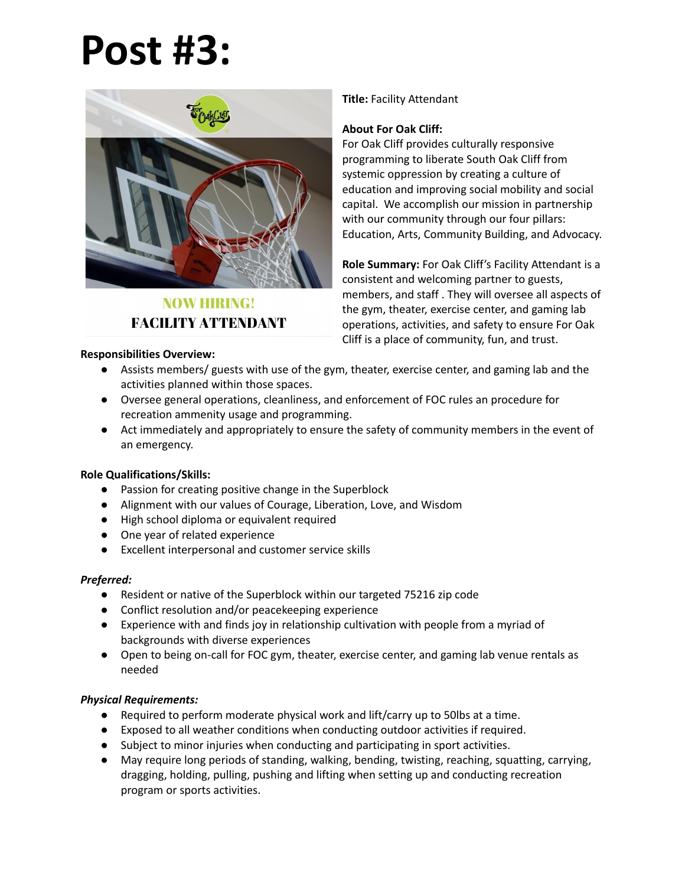# Post #3:

NOW HIRING!

FACILITY ATTENDANT

**Title:** Facility Attendant

**About For Oak Cliff:**
For Oak Cliff provides culturally responsive programming to liberate South Oak Cliff from systemic oppression by creating a culture of education and improving social mobility and social capital. We accomplish our mission in partnership with our community through our four pillars: Education, Arts, Community Building, and Advocacy.

**Role Summary:** For Oak Cliff's Facility Attendant is a consistent and welcoming partner to guests, members, and staff . They will oversee all aspects of the gym, theater, exercise center, and gaming lab operations, activities, and safety to ensure For Oak Cliff is a place of community, fun, and trust.

**Responsibilities Overview:**

- Assists members/ guests with use of the gym, theater, exercise center, and gaming lab and the activities planned within those spaces.
- Oversee general operations, cleanliness, and enforcement of FOC rules an procedure for recreation ammenity usage and programming.
- Act immediately and appropriately to ensure the safety of community members in the event of an emergency.

**Role Qualifications/Skills:**

- Passion for creating positive change in the Superblock
- Alignment with our values of Courage, Liberation, Love, and Wisdom
- High school diploma or equivalent required
- One year of related experience
- Excellent interpersonal and customer service skills

***Preferred:***

- Resident or native of the Superblock within our targeted 75216 zip code
- Conflict resolution and/or peacekeeping experience
- Experience with and finds joy in relationship cultivation with people from a myriad of backgrounds with diverse experiences
- Open to being on-call for FOC gym, theater, exercise center, and gaming lab venue rentals as needed

***Physical Requirements:***

- Required to perform moderate physical work and lift/carry up to 50lbs at a time.
- Exposed to all weather conditions when conducting outdoor activities if required.
- Subject to minor injuries when conducting and participating in sport activities.
- May require long periods of standing, walking, bending, twisting, reaching, squatting, carrying, dragging, holding, pulling, pushing and lifting when setting up and conducting recreation program or sports activities.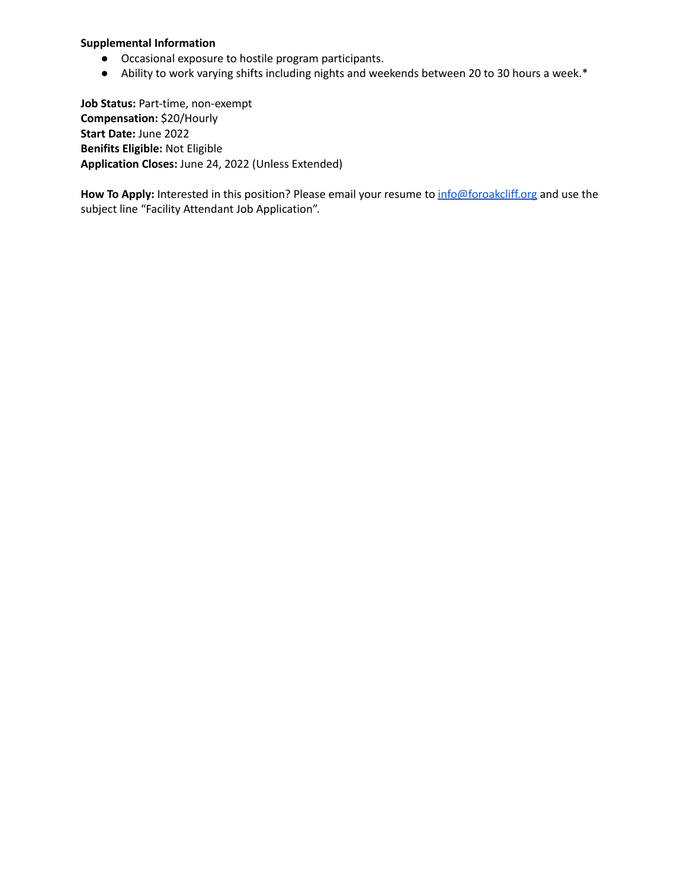**Supplemental Information**

- Occasional exposure to hostile program participants.
- Ability to work varying shifts including nights and weekends between 20 to 30 hours a week.*

**Job Status:** Part-time, non-exempt
**Compensation:** $20/Hourly
**Start Date:** June 2022
**Benifits Eligible:** Not Eligible
**Application Closes:** June 24, 2022 (Unless Extended)

**How To Apply:** Interested in this position? Please email your resume to info@foroakcliff.org and use the subject line "Facility Attendant Job Application".